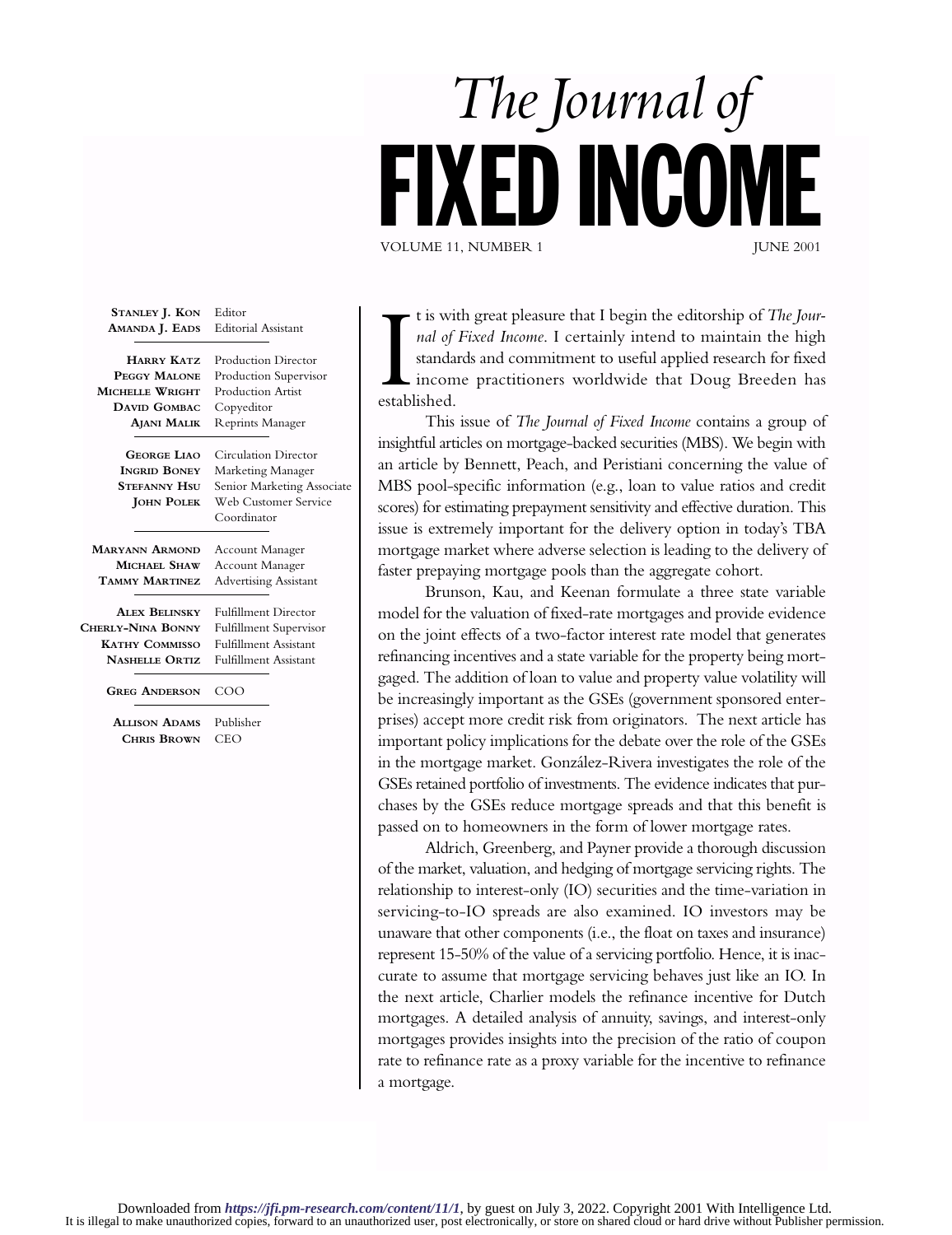# *The Journal of* FIXED INCOME

VOLUME 11, NUMBER 1 — JUNE 2001

| | |
|---|---|
| **Stanley J. Kon** | Editor |
| **Amanda J. Eads** | Editorial Assistant |
| **Harry Katz** | Production Director |
| **Peggy Malone** | Production Supervisor |
| **Michelle Wright** | Production Artist |
| **David Gombac** | Copyeditor |
| **Ajani Malik** | Reprints Manager |
| **George Liao** | Circulation Director |
| **Ingrid Boney** | Marketing Manager |
| **Stefanny Hsu** | Senior Marketing Associate |
| **John Polek** | Web Customer Service Coordinator |
| **Maryann Armond** | Account Manager |
| **Michael Shaw** | Account Manager |
| **Tammy Martinez** | Advertising Assistant |
| **Alex Belinsky** | Fulfillment Director |
| **Cherly-Nina Bonny** | Fulfillment Supervisor |
| **Kathy Commisso** | Fulfillment Assistant |
| **Nashelle Ortiz** | Fulfillment Assistant |
| **Greg Anderson** | COO |
| **Allison Adams** | Publisher |
| **Chris Brown** | CEO |

It is with great pleasure that I begin the editorship of *The Journal of Fixed Income*. I certainly intend to maintain the high standards and commitment to useful applied research for fixed income practitioners worldwide that Doug Breeden has established.

This issue of *The Journal of Fixed Income* contains a group of insightful articles on mortgage-backed securities (MBS). We begin with an article by Bennett, Peach, and Peristiani concerning the value of MBS pool-specific information (e.g., loan to value ratios and credit scores) for estimating prepayment sensitivity and effective duration. This issue is extremely important for the delivery option in today's TBA mortgage market where adverse selection is leading to the delivery of faster prepaying mortgage pools than the aggregate cohort.

Brunson, Kau, and Keenan formulate a three state variable model for the valuation of fixed-rate mortgages and provide evidence on the joint effects of a two-factor interest rate model that generates refinancing incentives and a state variable for the property being mortgaged. The addition of loan to value and property value volatility will be increasingly important as the GSEs (government sponsored enterprises) accept more credit risk from originators. The next article has important policy implications for the debate over the role of the GSEs in the mortgage market. González-Rivera investigates the role of the GSEs retained portfolio of investments. The evidence indicates that purchases by the GSEs reduce mortgage spreads and that this benefit is passed on to homeowners in the form of lower mortgage rates.

Aldrich, Greenberg, and Payner provide a thorough discussion of the market, valuation, and hedging of mortgage servicing rights. The relationship to interest-only (IO) securities and the time-variation in servicing-to-IO spreads are also examined. IO investors may be unaware that other components (i.e., the float on taxes and insurance) represent 15-50% of the value of a servicing portfolio. Hence, it is inaccurate to assume that mortgage servicing behaves just like an IO. In the next article, Charlier models the refinance incentive for Dutch mortgages. A detailed analysis of annuity, savings, and interest-only mortgages provides insights into the precision of the ratio of coupon rate to refinance rate as a proxy variable for the incentive to refinance a mortgage.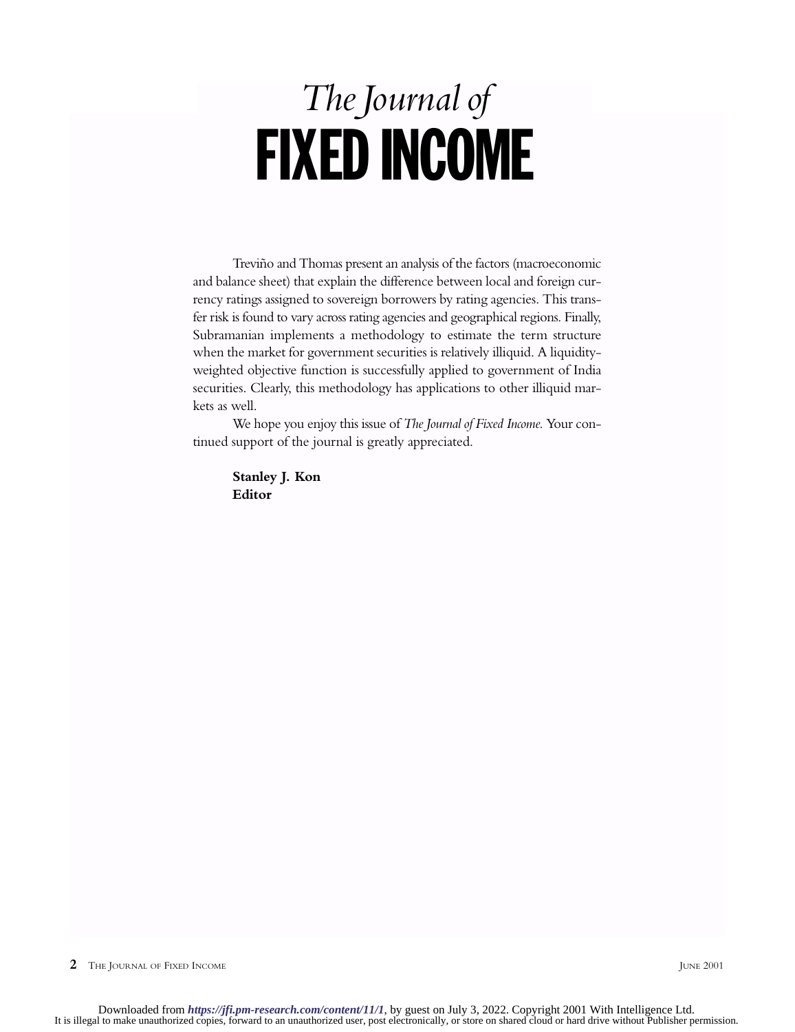# *The Journal of* FIXED INCOME

Treviño and Thomas present an analysis of the factors (macroeconomic and balance sheet) that explain the difference between local and foreign currency ratings assigned to sovereign borrowers by rating agencies. This transfer risk is found to vary across rating agencies and geographical regions. Finally, Subramanian implements a methodology to estimate the term structure when the market for government securities is relatively illiquid. A liquidity-weighted objective function is successfully applied to government of India securities. Clearly, this methodology has applications to other illiquid markets as well.

We hope you enjoy this issue of *The Journal of Fixed Income.* Your continued support of the journal is greatly appreciated.

**Stanley J. Kon**
**Editor**